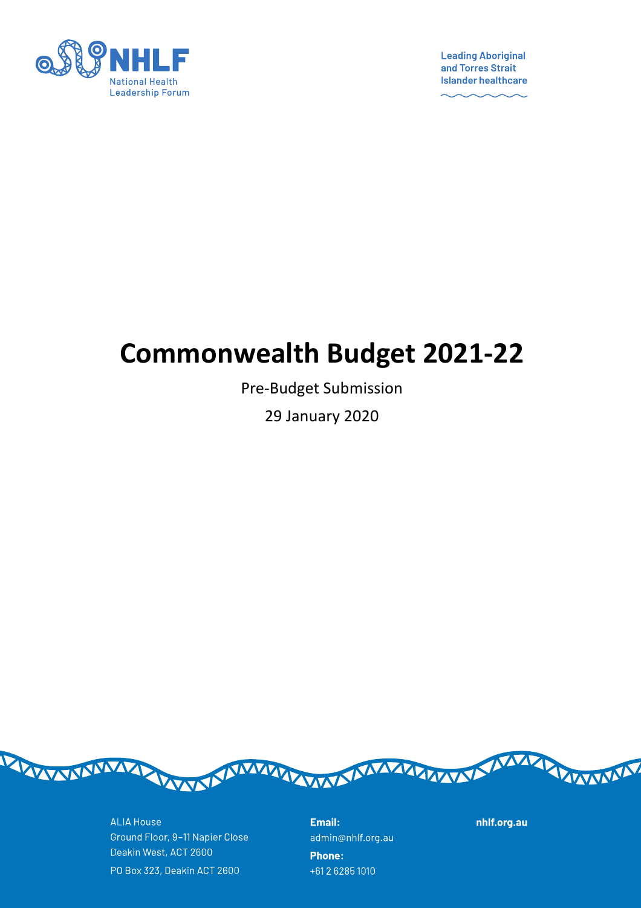NHLF National Health Leadership Forum

Leading Aboriginal and Torres Strait Islander healthcare

# Commonwealth Budget 2021-22

Pre-Budget Submission

29 January 2020

ALIA House
Ground Floor, 9–11 Napier Close
Deakin West, ACT 2600
PO Box 323, Deakin ACT 2600

**Email:**
admin@nhlf.org.au

**Phone:**
+61 2 6285 1010

nhlf.org.au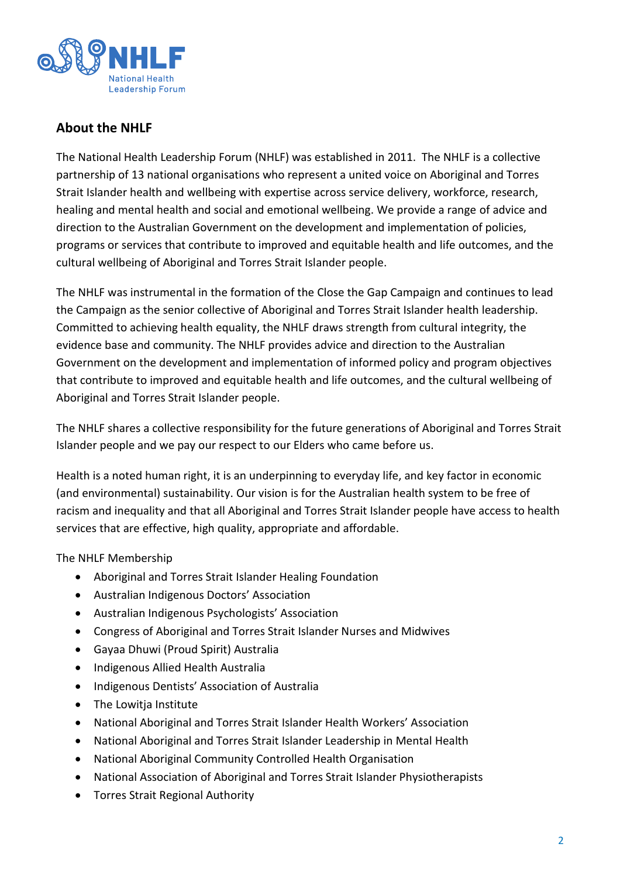## About the NHLF

The National Health Leadership Forum (NHLF) was established in 2011. The NHLF is a collective partnership of 13 national organisations who represent a united voice on Aboriginal and Torres Strait Islander health and wellbeing with expertise across service delivery, workforce, research, healing and mental health and social and emotional wellbeing. We provide a range of advice and direction to the Australian Government on the development and implementation of policies, programs or services that contribute to improved and equitable health and life outcomes, and the cultural wellbeing of Aboriginal and Torres Strait Islander people.

The NHLF was instrumental in the formation of the Close the Gap Campaign and continues to lead the Campaign as the senior collective of Aboriginal and Torres Strait Islander health leadership. Committed to achieving health equality, the NHLF draws strength from cultural integrity, the evidence base and community. The NHLF provides advice and direction to the Australian Government on the development and implementation of informed policy and program objectives that contribute to improved and equitable health and life outcomes, and the cultural wellbeing of Aboriginal and Torres Strait Islander people.

The NHLF shares a collective responsibility for the future generations of Aboriginal and Torres Strait Islander people and we pay our respect to our Elders who came before us.

Health is a noted human right, it is an underpinning to everyday life, and key factor in economic (and environmental) sustainability. Our vision is for the Australian health system to be free of racism and inequality and that all Aboriginal and Torres Strait Islander people have access to health services that are effective, high quality, appropriate and affordable.

The NHLF Membership

- Aboriginal and Torres Strait Islander Healing Foundation
- Australian Indigenous Doctors' Association
- Australian Indigenous Psychologists' Association
- Congress of Aboriginal and Torres Strait Islander Nurses and Midwives
- Gayaa Dhuwi (Proud Spirit) Australia
- Indigenous Allied Health Australia
- Indigenous Dentists' Association of Australia
- The Lowitja Institute
- National Aboriginal and Torres Strait Islander Health Workers' Association
- National Aboriginal and Torres Strait Islander Leadership in Mental Health
- National Aboriginal Community Controlled Health Organisation
- National Association of Aboriginal and Torres Strait Islander Physiotherapists
- Torres Strait Regional Authority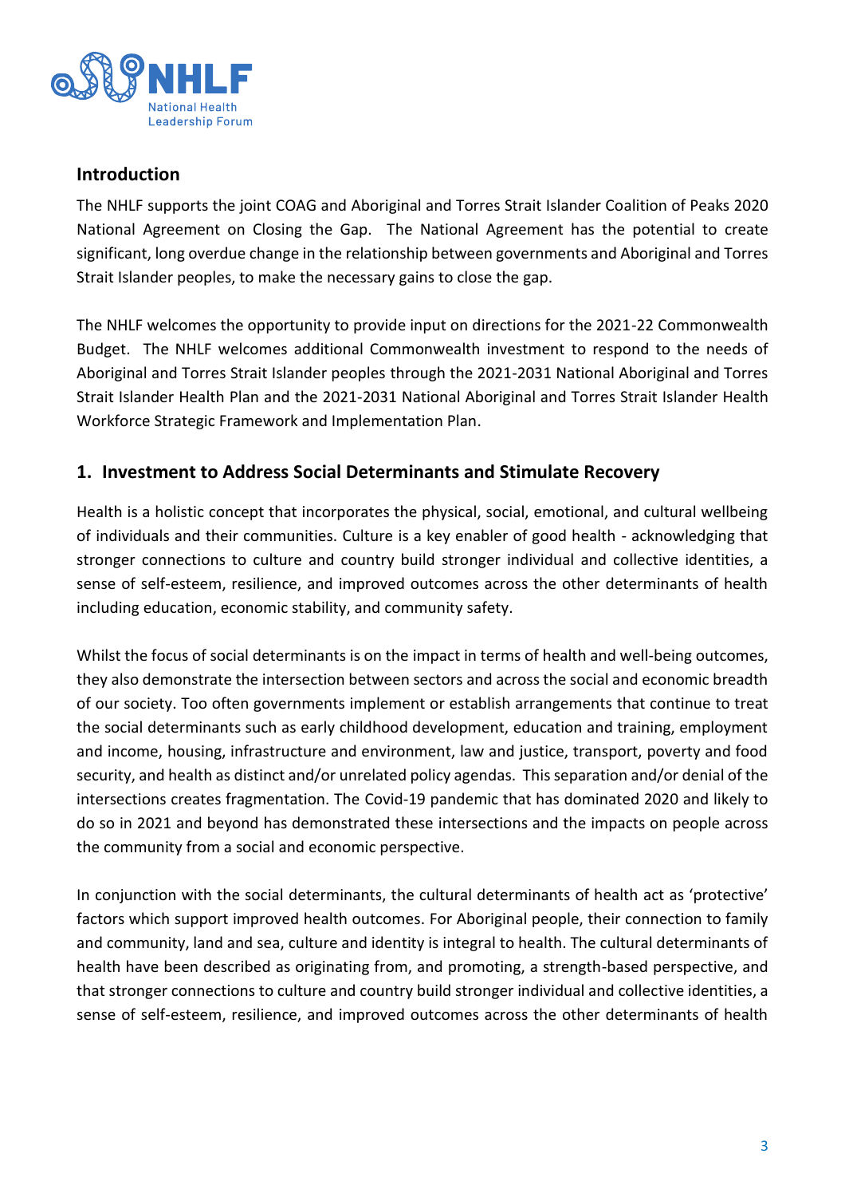## Introduction

The NHLF supports the joint COAG and Aboriginal and Torres Strait Islander Coalition of Peaks 2020 National Agreement on Closing the Gap. The National Agreement has the potential to create significant, long overdue change in the relationship between governments and Aboriginal and Torres Strait Islander peoples, to make the necessary gains to close the gap.

The NHLF welcomes the opportunity to provide input on directions for the 2021-22 Commonwealth Budget. The NHLF welcomes additional Commonwealth investment to respond to the needs of Aboriginal and Torres Strait Islander peoples through the 2021-2031 National Aboriginal and Torres Strait Islander Health Plan and the 2021-2031 National Aboriginal and Torres Strait Islander Health Workforce Strategic Framework and Implementation Plan.

## 1. Investment to Address Social Determinants and Stimulate Recovery

Health is a holistic concept that incorporates the physical, social, emotional, and cultural wellbeing of individuals and their communities. Culture is a key enabler of good health - acknowledging that stronger connections to culture and country build stronger individual and collective identities, a sense of self-esteem, resilience, and improved outcomes across the other determinants of health including education, economic stability, and community safety.

Whilst the focus of social determinants is on the impact in terms of health and well-being outcomes, they also demonstrate the intersection between sectors and across the social and economic breadth of our society. Too often governments implement or establish arrangements that continue to treat the social determinants such as early childhood development, education and training, employment and income, housing, infrastructure and environment, law and justice, transport, poverty and food security, and health as distinct and/or unrelated policy agendas. This separation and/or denial of the intersections creates fragmentation. The Covid-19 pandemic that has dominated 2020 and likely to do so in 2021 and beyond has demonstrated these intersections and the impacts on people across the community from a social and economic perspective.

In conjunction with the social determinants, the cultural determinants of health act as 'protective' factors which support improved health outcomes. For Aboriginal people, their connection to family and community, land and sea, culture and identity is integral to health. The cultural determinants of health have been described as originating from, and promoting, a strength-based perspective, and that stronger connections to culture and country build stronger individual and collective identities, a sense of self-esteem, resilience, and improved outcomes across the other determinants of health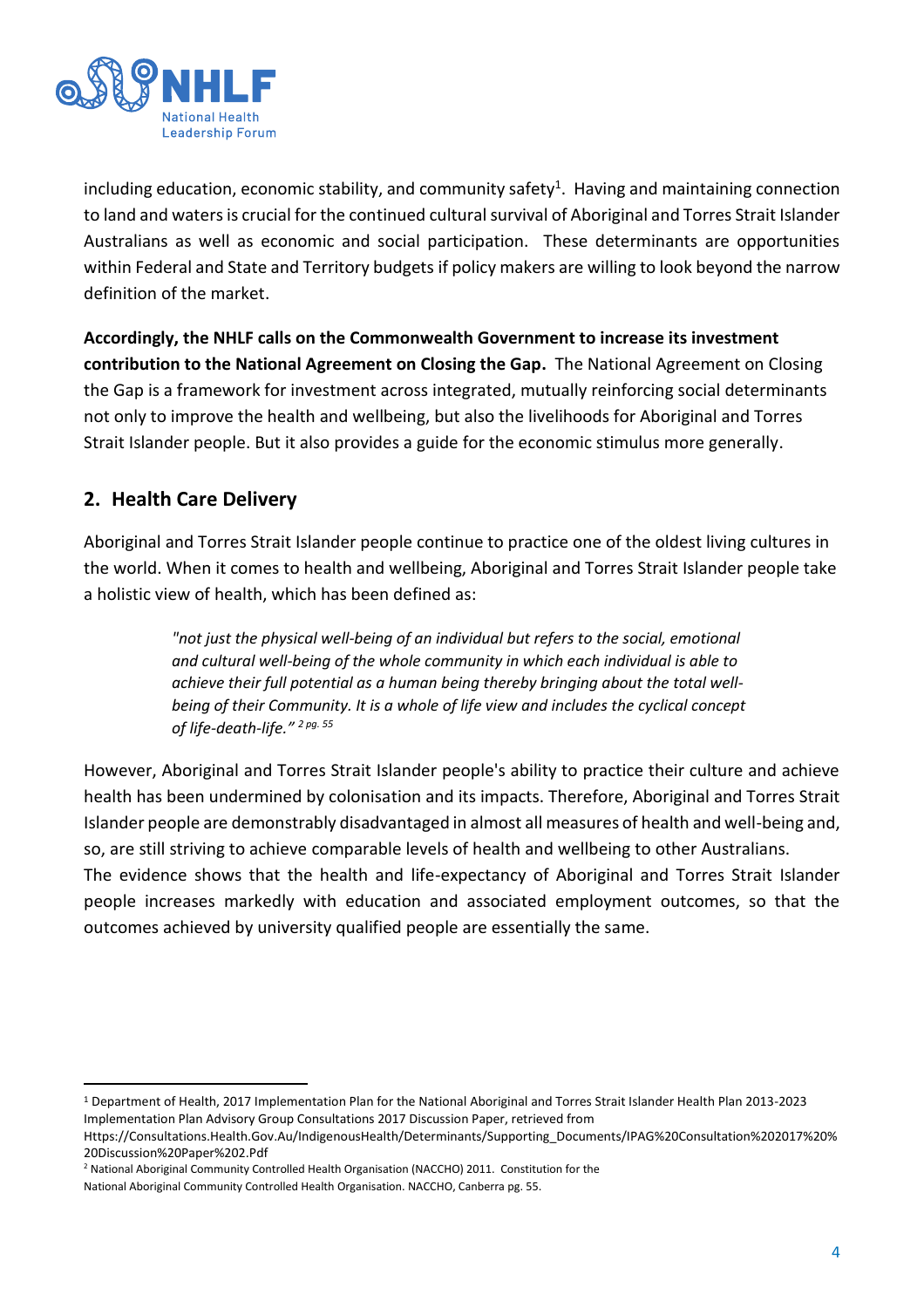including education, economic stability, and community safety[1]. Having and maintaining connection to land and waters is crucial for the continued cultural survival of Aboriginal and Torres Strait Islander Australians as well as economic and social participation. These determinants are opportunities within Federal and State and Territory budgets if policy makers are willing to look beyond the narrow definition of the market.

**Accordingly, the NHLF calls on the Commonwealth Government to increase its investment contribution to the National Agreement on Closing the Gap.** The National Agreement on Closing the Gap is a framework for investment across integrated, mutually reinforcing social determinants not only to improve the health and wellbeing, but also the livelihoods for Aboriginal and Torres Strait Islander people. But it also provides a guide for the economic stimulus more generally.

## 2. Health Care Delivery

Aboriginal and Torres Strait Islander people continue to practice one of the oldest living cultures in the world. When it comes to health and wellbeing, Aboriginal and Torres Strait Islander people take a holistic view of health, which has been defined as:

> *"not just the physical well-being of an individual but refers to the social, emotional and cultural well-being of the whole community in which each individual is able to achieve their full potential as a human being thereby bringing about the total well-being of their Community. It is a whole of life view and includes the cyclical concept of life-death-life."* [2 pg. 55]

However, Aboriginal and Torres Strait Islander people's ability to practice their culture and achieve health has been undermined by colonisation and its impacts. Therefore, Aboriginal and Torres Strait Islander people are demonstrably disadvantaged in almost all measures of health and well-being and, so, are still striving to achieve comparable levels of health and wellbeing to other Australians.

The evidence shows that the health and life-expectancy of Aboriginal and Torres Strait Islander people increases markedly with education and associated employment outcomes, so that the outcomes achieved by university qualified people are essentially the same.

---

[1] Department of Health, 2017 Implementation Plan for the National Aboriginal and Torres Strait Islander Health Plan 2013-2023 Implementation Plan Advisory Group Consultations 2017 Discussion Paper, retrieved from Https://Consultations.Health.Gov.Au/IndigenousHealth/Determinants/Supporting_Documents/IPAG%20Consultation%202017%20%20Discussion%20Paper%202.Pdf

[2] National Aboriginal Community Controlled Health Organisation (NACCHO) 2011. Constitution for the National Aboriginal Community Controlled Health Organisation. NACCHO, Canberra pg. 55.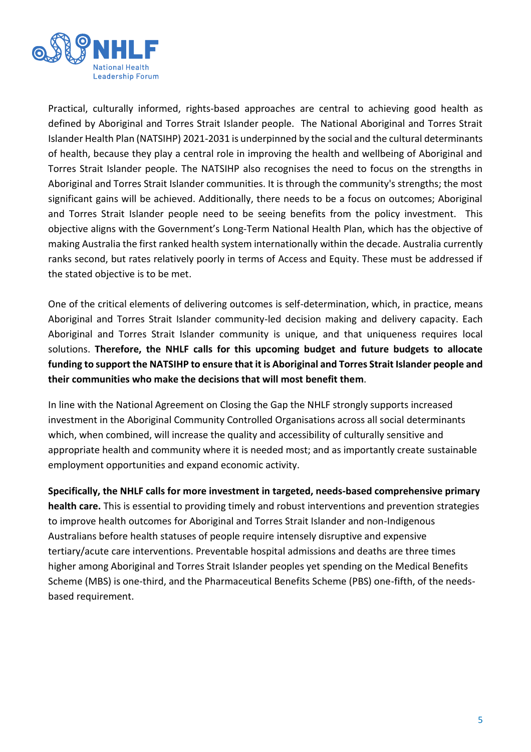Practical, culturally informed, rights-based approaches are central to achieving good health as defined by Aboriginal and Torres Strait Islander people. The National Aboriginal and Torres Strait Islander Health Plan (NATSIHP) 2021-2031 is underpinned by the social and the cultural determinants of health, because they play a central role in improving the health and wellbeing of Aboriginal and Torres Strait Islander people. The NATSIHP also recognises the need to focus on the strengths in Aboriginal and Torres Strait Islander communities. It is through the community's strengths; the most significant gains will be achieved. Additionally, there needs to be a focus on outcomes; Aboriginal and Torres Strait Islander people need to be seeing benefits from the policy investment. This objective aligns with the Government's Long-Term National Health Plan, which has the objective of making Australia the first ranked health system internationally within the decade. Australia currently ranks second, but rates relatively poorly in terms of Access and Equity. These must be addressed if the stated objective is to be met.

One of the critical elements of delivering outcomes is self-determination, which, in practice, means Aboriginal and Torres Strait Islander community-led decision making and delivery capacity. Each Aboriginal and Torres Strait Islander community is unique, and that uniqueness requires local solutions. **Therefore, the NHLF calls for this upcoming budget and future budgets to allocate funding to support the NATSIHP to ensure that it is Aboriginal and Torres Strait Islander people and their communities who make the decisions that will most benefit them**.

In line with the National Agreement on Closing the Gap the NHLF strongly supports increased investment in the Aboriginal Community Controlled Organisations across all social determinants which, when combined, will increase the quality and accessibility of culturally sensitive and appropriate health and community where it is needed most; and as importantly create sustainable employment opportunities and expand economic activity.

**Specifically, the NHLF calls for more investment in targeted, needs-based comprehensive primary health care.** This is essential to providing timely and robust interventions and prevention strategies to improve health outcomes for Aboriginal and Torres Strait Islander and non-Indigenous Australians before health statuses of people require intensely disruptive and expensive tertiary/acute care interventions. Preventable hospital admissions and deaths are three times higher among Aboriginal and Torres Strait Islander peoples yet spending on the Medical Benefits Scheme (MBS) is one-third, and the Pharmaceutical Benefits Scheme (PBS) one-fifth, of the needs-based requirement.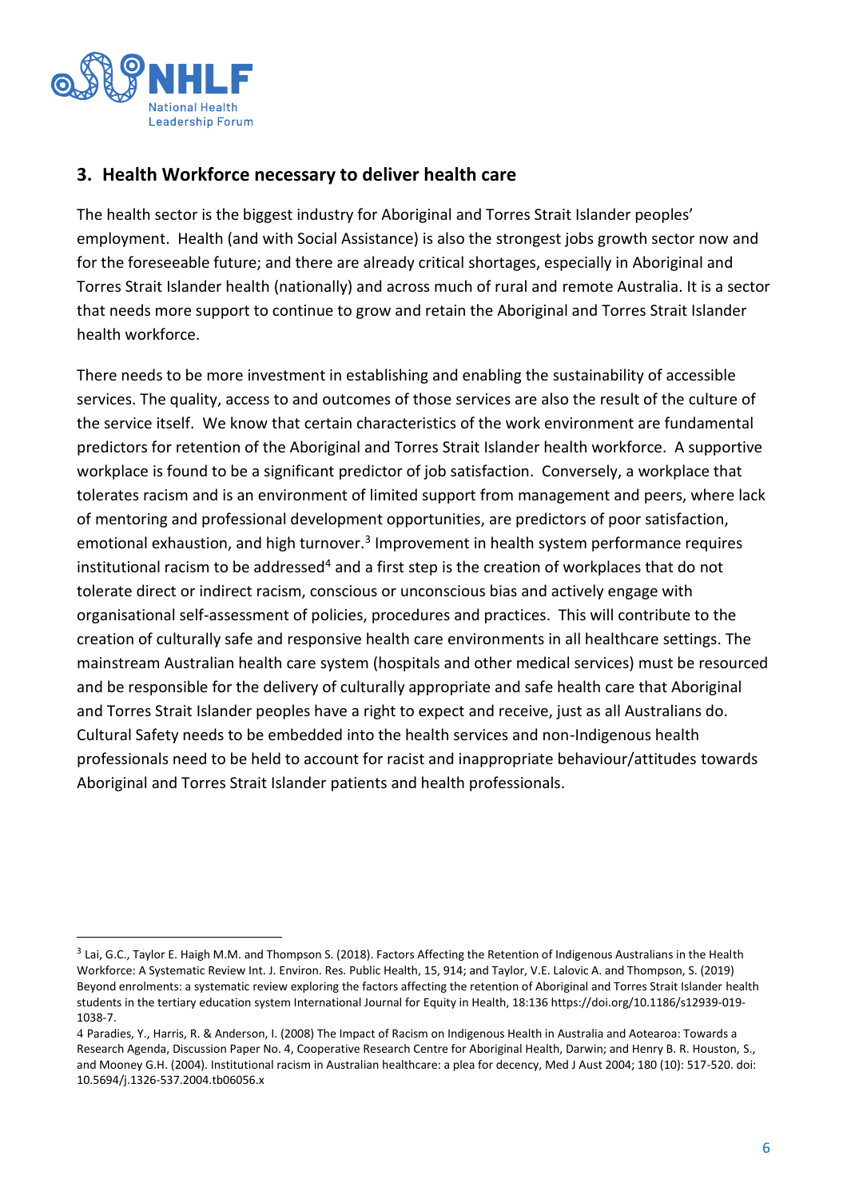## 3. Health Workforce necessary to deliver health care

The health sector is the biggest industry for Aboriginal and Torres Strait Islander peoples' employment. Health (and with Social Assistance) is also the strongest jobs growth sector now and for the foreseeable future; and there are already critical shortages, especially in Aboriginal and Torres Strait Islander health (nationally) and across much of rural and remote Australia. It is a sector that needs more support to continue to grow and retain the Aboriginal and Torres Strait Islander health workforce.

There needs to be more investment in establishing and enabling the sustainability of accessible services. The quality, access to and outcomes of those services are also the result of the culture of the service itself. We know that certain characteristics of the work environment are fundamental predictors for retention of the Aboriginal and Torres Strait Islander health workforce. A supportive workplace is found to be a significant predictor of job satisfaction. Conversely, a workplace that tolerates racism and is an environment of limited support from management and peers, where lack of mentoring and professional development opportunities, are predictors of poor satisfaction, emotional exhaustion, and high turnover.[3] Improvement in health system performance requires institutional racism to be addressed[4] and a first step is the creation of workplaces that do not tolerate direct or indirect racism, conscious or unconscious bias and actively engage with organisational self-assessment of policies, procedures and practices. This will contribute to the creation of culturally safe and responsive health care environments in all healthcare settings. The mainstream Australian health care system (hospitals and other medical services) must be resourced and be responsible for the delivery of culturally appropriate and safe health care that Aboriginal and Torres Strait Islander peoples have a right to expect and receive, just as all Australians do. Cultural Safety needs to be embedded into the health services and non-Indigenous health professionals need to be held to account for racist and inappropriate behaviour/attitudes towards Aboriginal and Torres Strait Islander patients and health professionals.

---

[3] Lai, G.C., Taylor E. Haigh M.M. and Thompson S. (2018). Factors Affecting the Retention of Indigenous Australians in the Health Workforce: A Systematic Review Int. J. Environ. Res. Public Health, 15, 914; and Taylor, V.E. Lalovic A. and Thompson, S. (2019) Beyond enrolments: a systematic review exploring the factors affecting the retention of Aboriginal and Torres Strait Islander health students in the tertiary education system International Journal for Equity in Health, 18:136 https://doi.org/10.1186/s12939-019-1038-7.

[4] Paradies, Y., Harris, R. & Anderson, I. (2008) The Impact of Racism on Indigenous Health in Australia and Aotearoa: Towards a Research Agenda, Discussion Paper No. 4, Cooperative Research Centre for Aboriginal Health, Darwin; and Henry B. R. Houston, S., and Mooney G.H. (2004). Institutional racism in Australian healthcare: a plea for decency, Med J Aust 2004; 180 (10): 517-520. doi: 10.5694/j.1326-537.2004.tb06056.x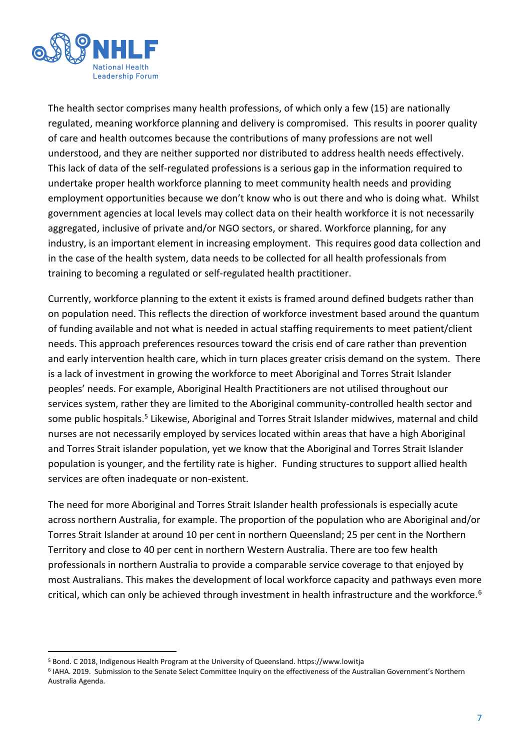The health sector comprises many health professions, of which only a few (15) are nationally regulated, meaning workforce planning and delivery is compromised. This results in poorer quality of care and health outcomes because the contributions of many professions are not well understood, and they are neither supported nor distributed to address health needs effectively. This lack of data of the self-regulated professions is a serious gap in the information required to undertake proper health workforce planning to meet community health needs and providing employment opportunities because we don't know who is out there and who is doing what. Whilst government agencies at local levels may collect data on their health workforce it is not necessarily aggregated, inclusive of private and/or NGO sectors, or shared. Workforce planning, for any industry, is an important element in increasing employment. This requires good data collection and in the case of the health system, data needs to be collected for all health professionals from training to becoming a regulated or self-regulated health practitioner.

Currently, workforce planning to the extent it exists is framed around defined budgets rather than on population need. This reflects the direction of workforce investment based around the quantum of funding available and not what is needed in actual staffing requirements to meet patient/client needs. This approach preferences resources toward the crisis end of care rather than prevention and early intervention health care, which in turn places greater crisis demand on the system. There is a lack of investment in growing the workforce to meet Aboriginal and Torres Strait Islander peoples' needs. For example, Aboriginal Health Practitioners are not utilised throughout our services system, rather they are limited to the Aboriginal community-controlled health sector and some public hospitals.[5] Likewise, Aboriginal and Torres Strait Islander midwives, maternal and child nurses are not necessarily employed by services located within areas that have a high Aboriginal and Torres Strait islander population, yet we know that the Aboriginal and Torres Strait Islander population is younger, and the fertility rate is higher. Funding structures to support allied health services are often inadequate or non-existent.

The need for more Aboriginal and Torres Strait Islander health professionals is especially acute across northern Australia, for example. The proportion of the population who are Aboriginal and/or Torres Strait Islander at around 10 per cent in northern Queensland; 25 per cent in the Northern Territory and close to 40 per cent in northern Western Australia. There are too few health professionals in northern Australia to provide a comparable service coverage to that enjoyed by most Australians. This makes the development of local workforce capacity and pathways even more critical, which can only be achieved through investment in health infrastructure and the workforce.[6]

---

[5] Bond. C 2018, Indigenous Health Program at the University of Queensland. https://www.lowitja

[6] IAHA. 2019. Submission to the Senate Select Committee Inquiry on the effectiveness of the Australian Government's Northern Australia Agenda.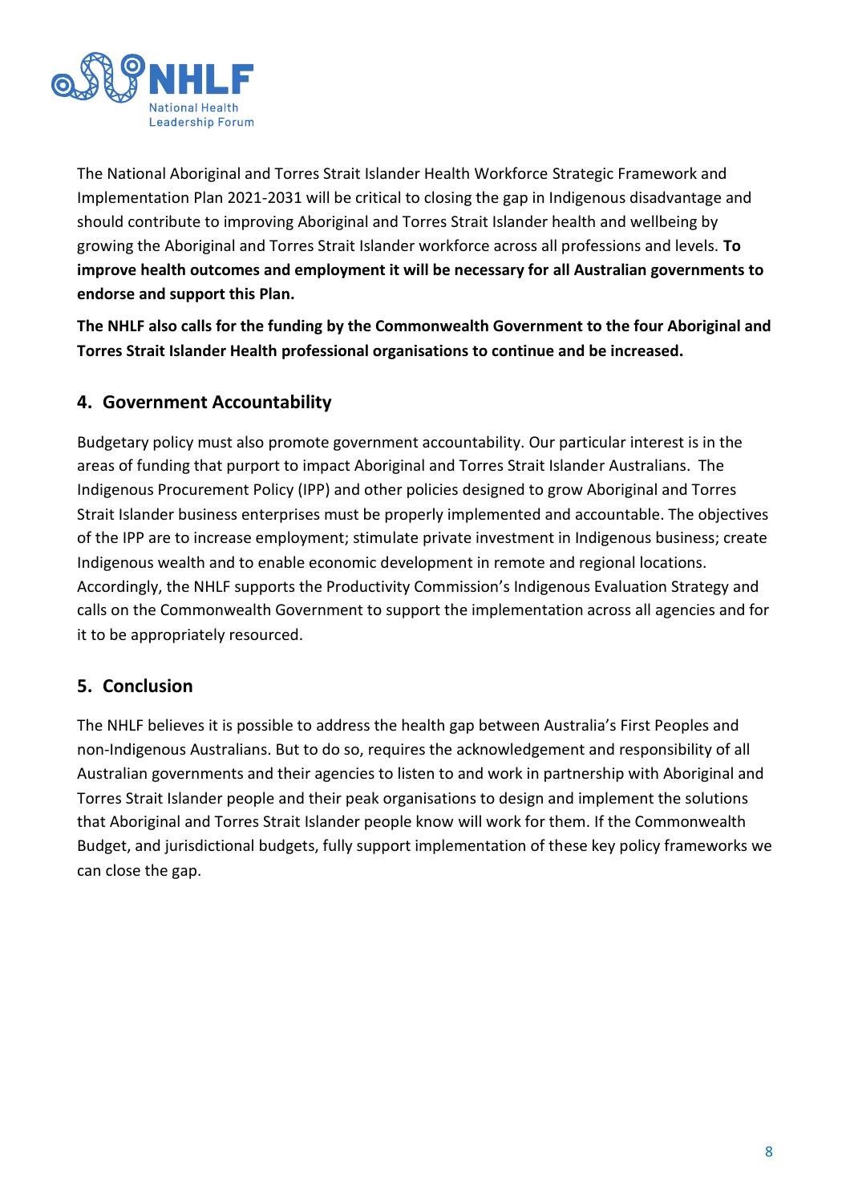The National Aboriginal and Torres Strait Islander Health Workforce Strategic Framework and Implementation Plan 2021-2031 will be critical to closing the gap in Indigenous disadvantage and should contribute to improving Aboriginal and Torres Strait Islander health and wellbeing by growing the Aboriginal and Torres Strait Islander workforce across all professions and levels. **To improve health outcomes and employment it will be necessary for all Australian governments to endorse and support this Plan.**

**The NHLF also calls for the funding by the Commonwealth Government to the four Aboriginal and Torres Strait Islander Health professional organisations to continue and be increased.**

## 4. Government Accountability

Budgetary policy must also promote government accountability. Our particular interest is in the areas of funding that purport to impact Aboriginal and Torres Strait Islander Australians. The Indigenous Procurement Policy (IPP) and other policies designed to grow Aboriginal and Torres Strait Islander business enterprises must be properly implemented and accountable. The objectives of the IPP are to increase employment; stimulate private investment in Indigenous business; create Indigenous wealth and to enable economic development in remote and regional locations. Accordingly, the NHLF supports the Productivity Commission's Indigenous Evaluation Strategy and calls on the Commonwealth Government to support the implementation across all agencies and for it to be appropriately resourced.

## 5. Conclusion

The NHLF believes it is possible to address the health gap between Australia's First Peoples and non-Indigenous Australians. But to do so, requires the acknowledgement and responsibility of all Australian governments and their agencies to listen to and work in partnership with Aboriginal and Torres Strait Islander people and their peak organisations to design and implement the solutions that Aboriginal and Torres Strait Islander people know will work for them. If the Commonwealth Budget, and jurisdictional budgets, fully support implementation of these key policy frameworks we can close the gap.